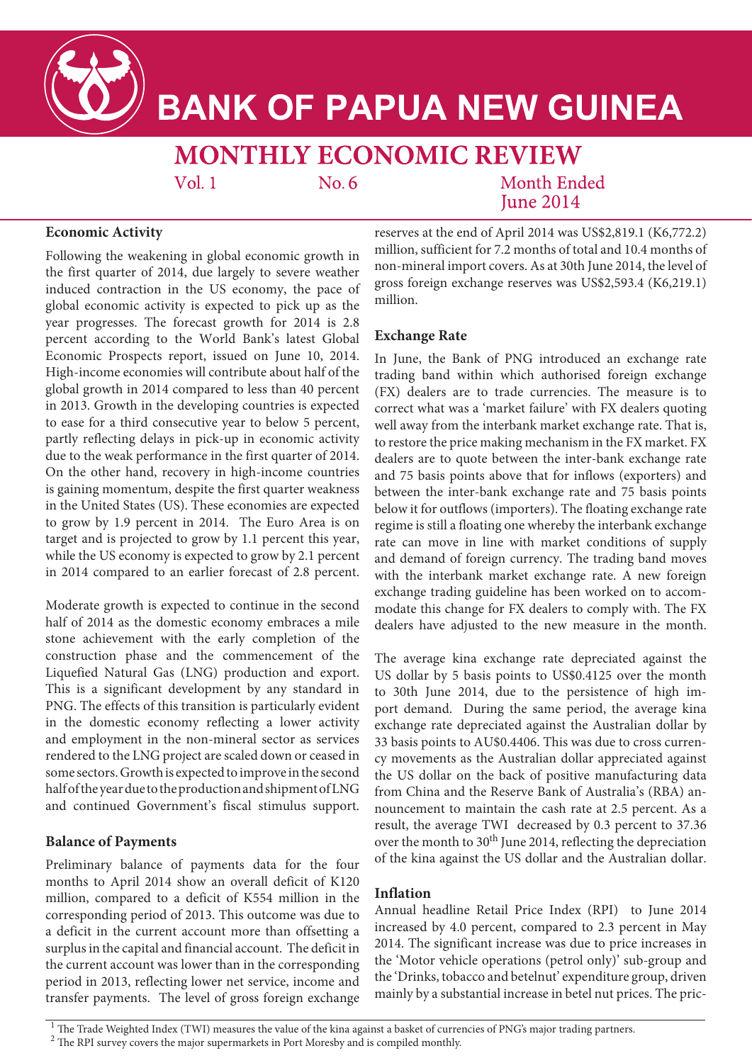# BANK OF PAPUA NEW GUINEA

## MONTHLY ECONOMIC REVIEW

Vol. 1 No. 6 Month Ended June 2014

### Economic Activity

Following the weakening in global economic growth in the first quarter of 2014, due largely to severe weather induced contraction in the US economy, the pace of global economic activity is expected to pick up as the year progresses. The forecast growth for 2014 is 2.8 percent according to the World Bank's latest Global Economic Prospects report, issued on June 10, 2014. High-income economies will contribute about half of the global growth in 2014 compared to less than 40 percent in 2013. Growth in the developing countries is expected to ease for a third consecutive year to below 5 percent, partly reflecting delays in pick-up in economic activity due to the weak performance in the first quarter of 2014. On the other hand, recovery in high-income countries is gaining momentum, despite the first quarter weakness in the United States (US). These economies are expected to grow by 1.9 percent in 2014. The Euro Area is on target and is projected to grow by 1.1 percent this year, while the US economy is expected to grow by 2.1 percent in 2014 compared to an earlier forecast of 2.8 percent.

Moderate growth is expected to continue in the second half of 2014 as the domestic economy embraces a mile stone achievement with the early completion of the construction phase and the commencement of the Liquefied Natural Gas (LNG) production and export. This is a significant development by any standard in PNG. The effects of this transition is particularly evident in the domestic economy reflecting a lower activity and employment in the non-mineral sector as services rendered to the LNG project are scaled down or ceased in some sectors. Growth is expected to improve in the second half of the year due to the production and shipment of LNG and continued Government's fiscal stimulus support.

### Balance of Payments

Preliminary balance of payments data for the four months to April 2014 show an overall deficit of K120 million, compared to a deficit of K554 million in the corresponding period of 2013. This outcome was due to a deficit in the current account more than offsetting a surplus in the capital and financial account. The deficit in the current account was lower than in the corresponding period in 2013, reflecting lower net service, income and transfer payments. The level of gross foreign exchange reserves at the end of April 2014 was US$2,819.1 (K6,772.2) million, sufficient for 7.2 months of total and 10.4 months of non-mineral import covers. As at 30th June 2014, the level of gross foreign exchange reserves was US$2,593.4 (K6,219.1) million.

### Exchange Rate

In June, the Bank of PNG introduced an exchange rate trading band within which authorised foreign exchange (FX) dealers are to trade currencies. The measure is to correct what was a 'market failure' with FX dealers quoting well away from the interbank market exchange rate. That is, to restore the price making mechanism in the FX market. FX dealers are to quote between the inter-bank exchange rate and 75 basis points above that for inflows (exporters) and between the inter-bank exchange rate and 75 basis points below it for outflows (importers). The floating exchange rate regime is still a floating one whereby the interbank exchange rate can move in line with market conditions of supply and demand of foreign currency. The trading band moves with the interbank market exchange rate. A new foreign exchange trading guideline has been worked on to accommodate this change for FX dealers to comply with. The FX dealers have adjusted to the new measure in the month.

The average kina exchange rate depreciated against the US dollar by 5 basis points to US$0.4125 over the month to 30th June 2014, due to the persistence of high import demand. During the same period, the average kina exchange rate depreciated against the Australian dollar by 33 basis points to AU$0.4406. This was due to cross currency movements as the Australian dollar appreciated against the US dollar on the back of positive manufacturing data from China and the Reserve Bank of Australia's (RBA) announcement to maintain the cash rate at 2.5 percent. As a result, the average TWI[1] decreased by 0.3 percent to 37.36 over the month to 30th June 2014, reflecting the depreciation of the kina against the US dollar and the Australian dollar.

### Inflation

Annual headline Retail Price Index (RPI)[2] to June 2014 increased by 4.0 percent, compared to 2.3 percent in May 2014. The significant increase was due to price increases in the 'Motor vehicle operations (petrol only)' sub-group and the 'Drinks, tobacco and betelnut' expenditure group, driven mainly by a substantial increase in betel nut prices. The pric-

---

[1] The Trade Weighted Index (TWI) measures the value of the kina against a basket of currencies of PNG's major trading partners.

[2] The RPI survey covers the major supermarkets in Port Moresby and is compiled monthly.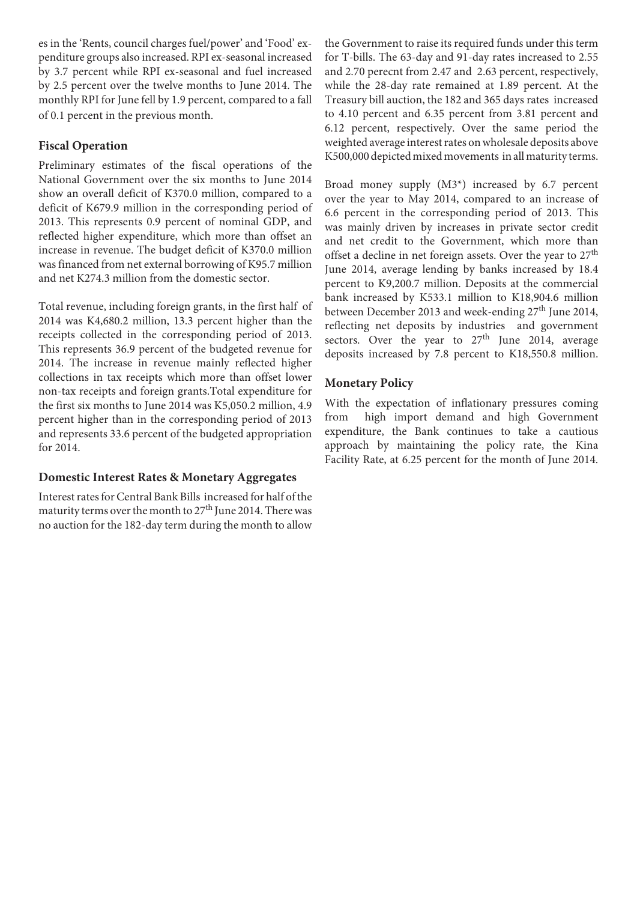es in the 'Rents, council charges fuel/power' and 'Food' expenditure groups also increased. RPI ex-seasonal increased by 3.7 percent while RPI ex-seasonal and fuel increased by 2.5 percent over the twelve months to June 2014. The monthly RPI for June fell by 1.9 percent, compared to a fall of 0.1 percent in the previous month.

### Fiscal Operation

Preliminary estimates of the fiscal operations of the National Government over the six months to June 2014 show an overall deficit of K370.0 million, compared to a deficit of K679.9 million in the corresponding period of 2013. This represents 0.9 percent of nominal GDP, and reflected higher expenditure, which more than offset an increase in revenue. The budget deficit of K370.0 million was financed from net external borrowing of K95.7 million and net K274.3 million from the domestic sector.

Total revenue, including foreign grants, in the first half of 2014 was K4,680.2 million, 13.3 percent higher than the receipts collected in the corresponding period of 2013. This represents 36.9 percent of the budgeted revenue for 2014. The increase in revenue mainly reflected higher collections in tax receipts which more than offset lower non-tax receipts and foreign grants.Total expenditure for the first six months to June 2014 was K5,050.2 million, 4.9 percent higher than in the corresponding period of 2013 and represents 33.6 percent of the budgeted appropriation for 2014.

### Domestic Interest Rates & Monetary Aggregates

Interest rates for Central Bank Bills increased for half of the maturity terms over the month to 27th June 2014. There was no auction for the 182-day term during the month to allow the Government to raise its required funds under this term for T-bills. The 63-day and 91-day rates increased to 2.55 and 2.70 perecnt from 2.47 and 2.63 percent, respectively, while the 28-day rate remained at 1.89 percent. At the Treasury bill auction, the 182 and 365 days rates increased to 4.10 percent and 6.35 percent from 3.81 percent and 6.12 percent, respectively. Over the same period the weighted average interest rates on wholesale deposits above K500,000 depicted mixed movements in all maturity terms.

Broad money supply (M3*) increased by 6.7 percent over the year to May 2014, compared to an increase of 6.6 percent in the corresponding period of 2013. This was mainly driven by increases in private sector credit and net credit to the Government, which more than offset a decline in net foreign assets. Over the year to 27th June 2014, average lending by banks increased by 18.4 percent to K9,200.7 million. Deposits at the commercial bank increased by K533.1 million to K18,904.6 million between December 2013 and week-ending 27th June 2014, reflecting net deposits by industries and government sectors. Over the year to 27th June 2014, average deposits increased by 7.8 percent to K18,550.8 million.

### Monetary Policy

With the expectation of inflationary pressures coming from high import demand and high Government expenditure, the Bank continues to take a cautious approach by maintaining the policy rate, the Kina Facility Rate, at 6.25 percent for the month of June 2014.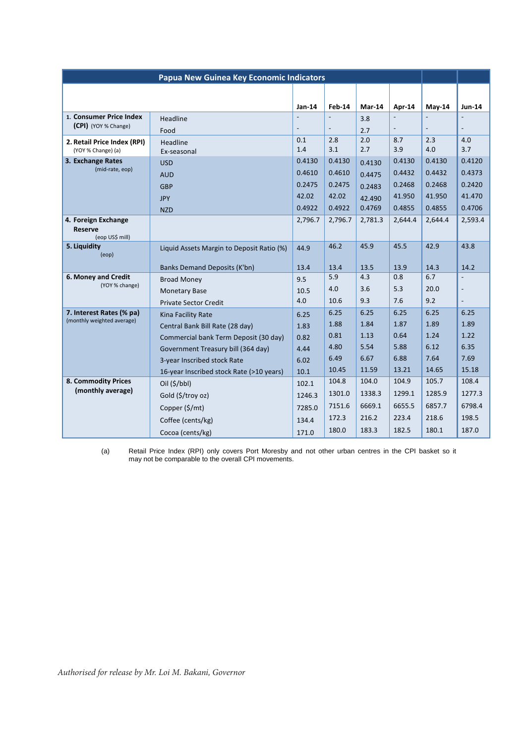| Papua New Guinea Key Economic Indicators | | | | | | | |
|---|---|---|---|---|---|---|---|
| | | Jan-14 | Feb-14 | Mar-14 | Apr-14 | May-14 | Jun-14 |
| 1. Consumer Price Index (CPI) (YOY % Change) | Headline | - | - | 3.8 | - | - | - |
| | Food | - | - | 2.7 | - | - | - |
| 2. Retail Price Index (RPI) (YOY % Change) (a) | Headline | 0.1 | 2.8 | 2.0 | 8.7 | 2.3 | 4.0 |
| | Ex-seasonal | 1.4 | 3.1 | 2.7 | 3.9 | 4.0 | 3.7 |
| 3. Exchange Rates (mid-rate, eop) | USD | 0.4130 | 0.4130 | 0.4130 | 0.4130 | 0.4130 | 0.4120 |
| | AUD | 0.4610 | 0.4610 | 0.4475 | 0.4432 | 0.4432 | 0.4373 |
| | GBP | 0.2475 | 0.2475 | 0.2483 | 0.2468 | 0.2468 | 0.2420 |
| | JPY | 42.02 | 42.02 | 42.490 | 41.950 | 41.950 | 41.470 |
| | NZD | 0.4922 | 0.4922 | 0.4769 | 0.4855 | 0.4855 | 0.4706 |
| 4. Foreign Exchange Reserve (eop US$ mill) | | 2,796.7 | 2,796.7 | 2,781.3 | 2,644.4 | 2,644.4 | 2,593.4 |
| 5. Liquidity (eop) | Liquid Assets Margin to Deposit Ratio (%) | 44.9 | 46.2 | 45.9 | 45.5 | 42.9 | 43.8 |
| | Banks Demand Deposits (K'bn) | 13.4 | 13.4 | 13.5 | 13.9 | 14.3 | 14.2 |
| 6. Money and Credit (YOY % change) | Broad Money | 9.5 | 5.9 | 4.3 | 0.8 | 6.7 | - |
| | Monetary Base | 10.5 | 4.0 | 3.6 | 5.3 | 20.0 | - |
| | Private Sector Credit | 4.0 | 10.6 | 9.3 | 7.6 | 9.2 | - |
| 7. Interest Rates (% pa) (monthly weighted average) | Kina Facility Rate | 6.25 | 6.25 | 6.25 | 6.25 | 6.25 | 6.25 |
| | Central Bank Bill Rate (28 day) | 1.83 | 1.88 | 1.84 | 1.87 | 1.89 | 1.89 |
| | Commercial bank Term Deposit (30 day) | 0.82 | 0.81 | 1.13 | 0.64 | 1.24 | 1.22 |
| | Government Treasury bill (364 day) | 4.44 | 4.80 | 5.54 | 5.88 | 6.12 | 6.35 |
| | 3-year Inscribed stock Rate | 6.02 | 6.49 | 6.67 | 6.88 | 7.64 | 7.69 |
| | 16-year Inscribed stock Rate (>10 years) | 10.1 | 10.45 | 11.59 | 13.21 | 14.65 | 15.18 |
| 8. Commodity Prices (monthly average) | Oil ($/bbl) | 102.1 | 104.8 | 104.0 | 104.9 | 105.7 | 108.4 |
| | Gold ($/troy oz) | 1246.3 | 1301.0 | 1338.3 | 1299.1 | 1285.9 | 1277.3 |
| | Copper ($/mt) | 7285.0 | 7151.6 | 6669.1 | 6655.5 | 6857.7 | 6798.4 |
| | Coffee (cents/kg) | 134.4 | 172.3 | 216.2 | 223.4 | 218.6 | 198.5 |
| | Cocoa (cents/kg) | 171.0 | 180.0 | 183.3 | 182.5 | 180.1 | 187.0 |

(a) Retail Price Index (RPI) only covers Port Moresby and not other urban centres in the CPI basket so it may not be comparable to the overall CPI movements.

*Authorised for release by Mr. Loi M. Bakani, Governor*